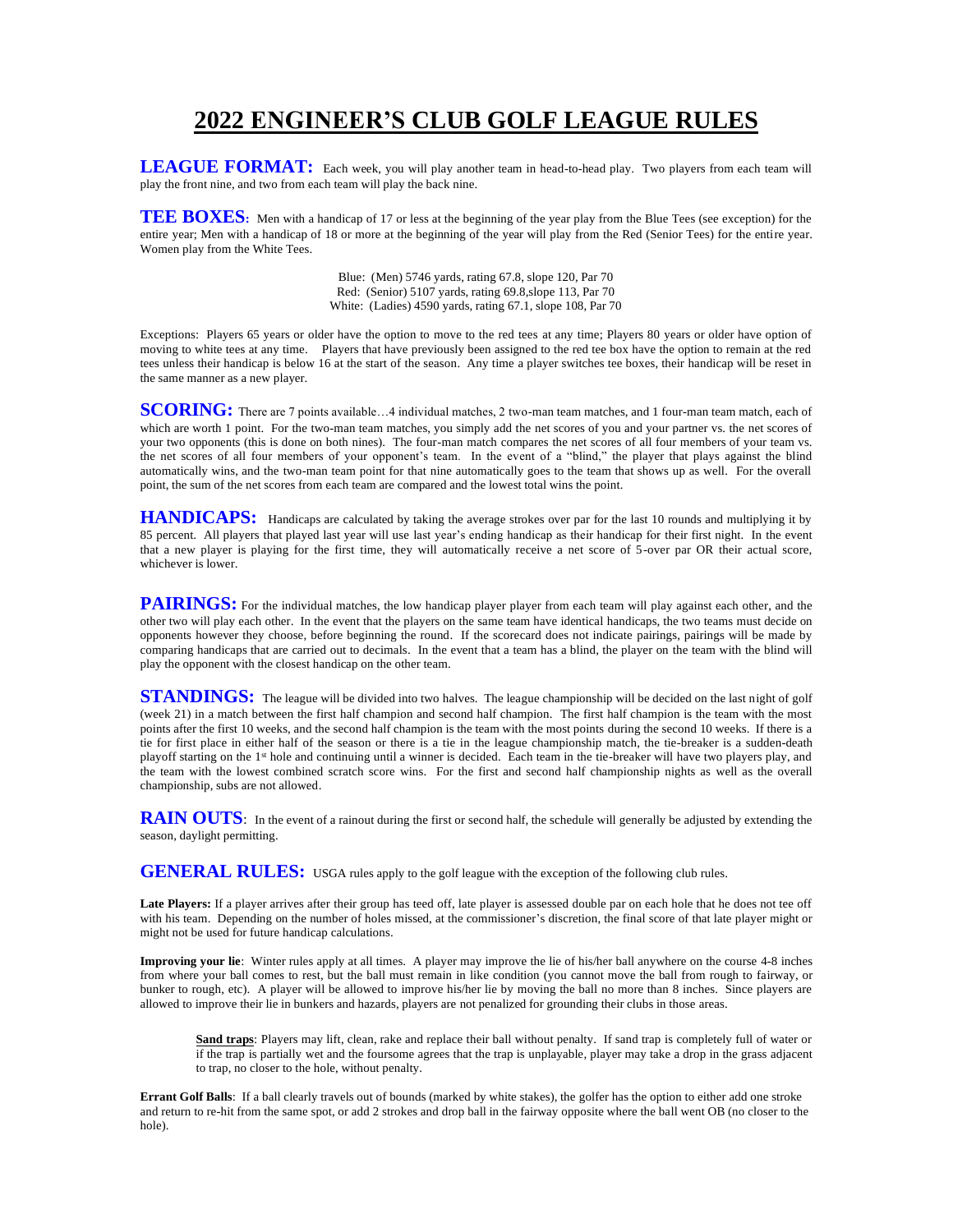# 2022 ENGINEER'S CLUB GOLF LEAGUE RULES

**LEAGUE FORMAT:** Each week, you will play another team in head-to-head play. Two players from each team will play the front nine, and two from each team will play the back nine.

**TEE BOXES:** Men with a handicap of 17 or less at the beginning of the year play from the Blue Tees (see exception) for the entire year; Men with a handicap of 18 or more at the beginning of the year will play from the Red (Senior Tees) for the entire year. Women play from the White Tees.

Blue: (Men) 5746 yards, rating 67.8, slope 120, Par 70
Red: (Senior) 5107 yards, rating 69.8,slope 113, Par 70
White: (Ladies) 4590 yards, rating 67.1, slope 108, Par 70

Exceptions: Players 65 years or older have the option to move to the red tees at any time; Players 80 years or older have option of moving to white tees at any time. Players that have previously been assigned to the red tee box have the option to remain at the red tees unless their handicap is below 16 at the start of the season. Any time a player switches tee boxes, their handicap will be reset in the same manner as a new player.

**SCORING:** There are 7 points available…4 individual matches, 2 two-man team matches, and 1 four-man team match, each of which are worth 1 point. For the two-man team matches, you simply add the net scores of you and your partner vs. the net scores of your two opponents (this is done on both nines). The four-man match compares the net scores of all four members of your team vs. the net scores of all four members of your opponent's team. In the event of a "blind," the player that plays against the blind automatically wins, and the two-man team point for that nine automatically goes to the team that shows up as well. For the overall point, the sum of the net scores from each team are compared and the lowest total wins the point.

**HANDICAPS:** Handicaps are calculated by taking the average strokes over par for the last 10 rounds and multiplying it by 85 percent. All players that played last year will use last year's ending handicap as their handicap for their first night. In the event that a new player is playing for the first time, they will automatically receive a net score of 5-over par OR their actual score, whichever is lower.

**PAIRINGS:** For the individual matches, the low handicap player player from each team will play against each other, and the other two will play each other. In the event that the players on the same team have identical handicaps, the two teams must decide on opponents however they choose, before beginning the round. If the scorecard does not indicate pairings, pairings will be made by comparing handicaps that are carried out to decimals. In the event that a team has a blind, the player on the team with the blind will play the opponent with the closest handicap on the other team.

**STANDINGS:** The league will be divided into two halves. The league championship will be decided on the last night of golf (week 21) in a match between the first half champion and second half champion. The first half champion is the team with the most points after the first 10 weeks, and the second half champion is the team with the most points during the second 10 weeks. If there is a tie for first place in either half of the season or there is a tie in the league championship match, the tie-breaker is a sudden-death playoff starting on the 1st hole and continuing until a winner is decided. Each team in the tie-breaker will have two players play, and the team with the lowest combined scratch score wins. For the first and second half championship nights as well as the overall championship, subs are not allowed.

**RAIN OUTS:** In the event of a rainout during the first or second half, the schedule will generally be adjusted by extending the season, daylight permitting.

**GENERAL RULES:** USGA rules apply to the golf league with the exception of the following club rules.

**Late Players:** If a player arrives after their group has teed off, late player is assessed double par on each hole that he does not tee off with his team. Depending on the number of holes missed, at the commissioner's discretion, the final score of that late player might or might not be used for future handicap calculations.

**Improving your lie:** Winter rules apply at all times. A player may improve the lie of his/her ball anywhere on the course 4-8 inches from where your ball comes to rest, but the ball must remain in like condition (you cannot move the ball from rough to fairway, or bunker to rough, etc). A player will be allowed to improve his/her lie by moving the ball no more than 8 inches. Since players are allowed to improve their lie in bunkers and hazards, players are not penalized for grounding their clubs in those areas.

> **Sand traps:** Players may lift, clean, rake and replace their ball without penalty. If sand trap is completely full of water or if the trap is partially wet and the foursome agrees that the trap is unplayable, player may take a drop in the grass adjacent to trap, no closer to the hole, without penalty.

**Errant Golf Balls:** If a ball clearly travels out of bounds (marked by white stakes), the golfer has the option to either add one stroke and return to re-hit from the same spot, or add 2 strokes and drop ball in the fairway opposite where the ball went OB (no closer to the hole).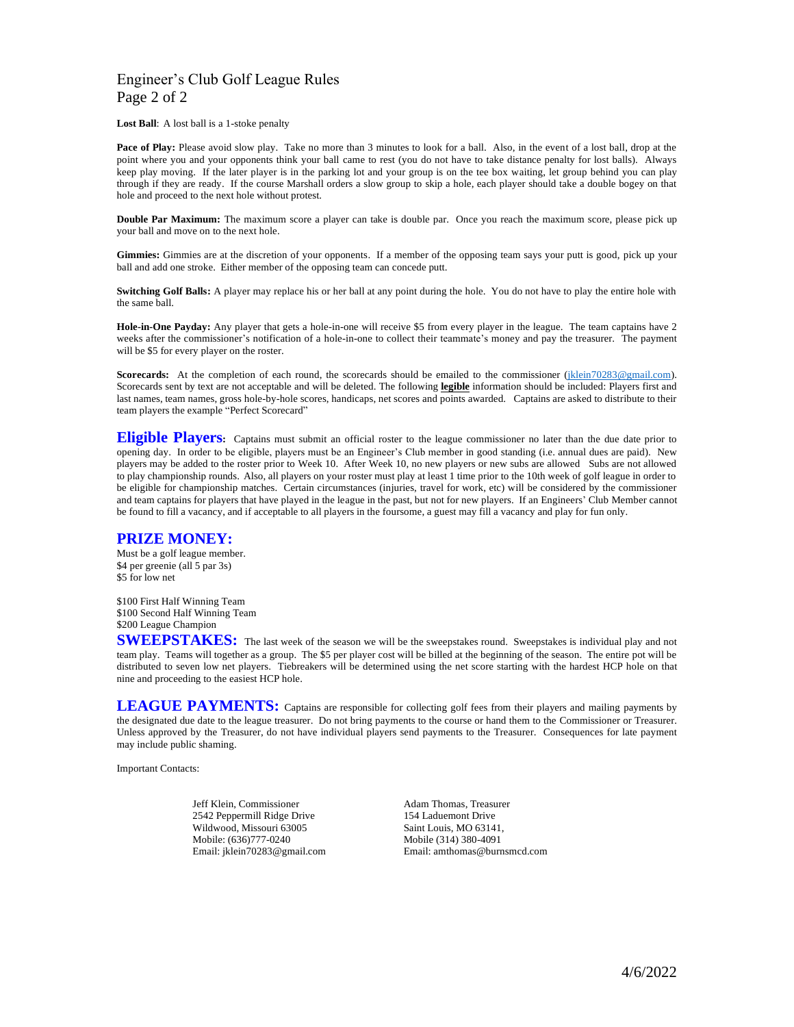**Lost Ball**: A lost ball is a 1-stoke penalty

**Pace of Play:** Please avoid slow play. Take no more than 3 minutes to look for a ball. Also, in the event of a lost ball, drop at the point where you and your opponents think your ball came to rest (you do not have to take distance penalty for lost balls). Always keep play moving. If the later player is in the parking lot and your group is on the tee box waiting, let group behind you can play through if they are ready. If the course Marshall orders a slow group to skip a hole, each player should take a double bogey on that hole and proceed to the next hole without protest.

**Double Par Maximum:** The maximum score a player can take is double par. Once you reach the maximum score, please pick up your ball and move on to the next hole.

**Gimmies:** Gimmies are at the discretion of your opponents. If a member of the opposing team says your putt is good, pick up your ball and add one stroke. Either member of the opposing team can concede putt.

**Switching Golf Balls:** A player may replace his or her ball at any point during the hole. You do not have to play the entire hole with the same ball.

**Hole-in-One Payday:** Any player that gets a hole-in-one will receive $5 from every player in the league. The team captains have 2 weeks after the commissioner's notification of a hole-in-one to collect their teammate's money and pay the treasurer. The payment will be $5 for every player on the roster.

**Scorecards:** At the completion of each round, the scorecards should be emailed to the commissioner (jklein70283@gmail.com). Scorecards sent by text are not acceptable and will be deleted. The following **legible** information should be included: Players first and last names, team names, gross hole-by-hole scores, handicaps, net scores and points awarded. Captains are asked to distribute to their team players the example "Perfect Scorecard"

## Eligible Players:

Captains must submit an official roster to the league commissioner no later than the due date prior to opening day. In order to be eligible, players must be an Engineer's Club member in good standing (i.e. annual dues are paid). New players may be added to the roster prior to Week 10. After Week 10, no new players or new subs are allowed Subs are not allowed to play championship rounds. Also, all players on your roster must play at least 1 time prior to the 10th week of golf league in order to be eligible for championship matches. Certain circumstances (injuries, travel for work, etc) will be considered by the commissioner and team captains for players that have played in the league in the past, but not for new players. If an Engineers' Club Member cannot be found to fill a vacancy, and if acceptable to all players in the foursome, a guest may fill a vacancy and play for fun only.

## PRIZE MONEY:

Must be a golf league member.
$4 per greenie (all 5 par 3s)
$5 for low net

$100 First Half Winning Team
$100 Second Half Winning Team
$200 League Champion

## SWEEPSTAKES:

The last week of the season we will be the sweepstakes round. Sweepstakes is individual play and not team play. Teams will together as a group. The $5 per player cost will be billed at the beginning of the season. The entire pot will be distributed to seven low net players. Tiebreakers will be determined using the net score starting with the hardest HCP hole on that nine and proceeding to the easiest HCP hole.

## LEAGUE PAYMENTS:

Captains are responsible for collecting golf fees from their players and mailing payments by the designated due date to the league treasurer. Do not bring payments to the course or hand them to the Commissioner or Treasurer. Unless approved by the Treasurer, do not have individual players send payments to the Treasurer. Consequences for late payment may include public shaming.

Important Contacts:

Jeff Klein, Commissioner
2542 Peppermill Ridge Drive
Wildwood, Missouri 63005
Mobile: (636)777-0240
Email: jklein70283@gmail.com

Adam Thomas, Treasurer
154 Laduemont Drive
Saint Louis, MO 63141,
Mobile (314) 380-4091
Email: amthomas@burnsmcd.com

4/6/2022